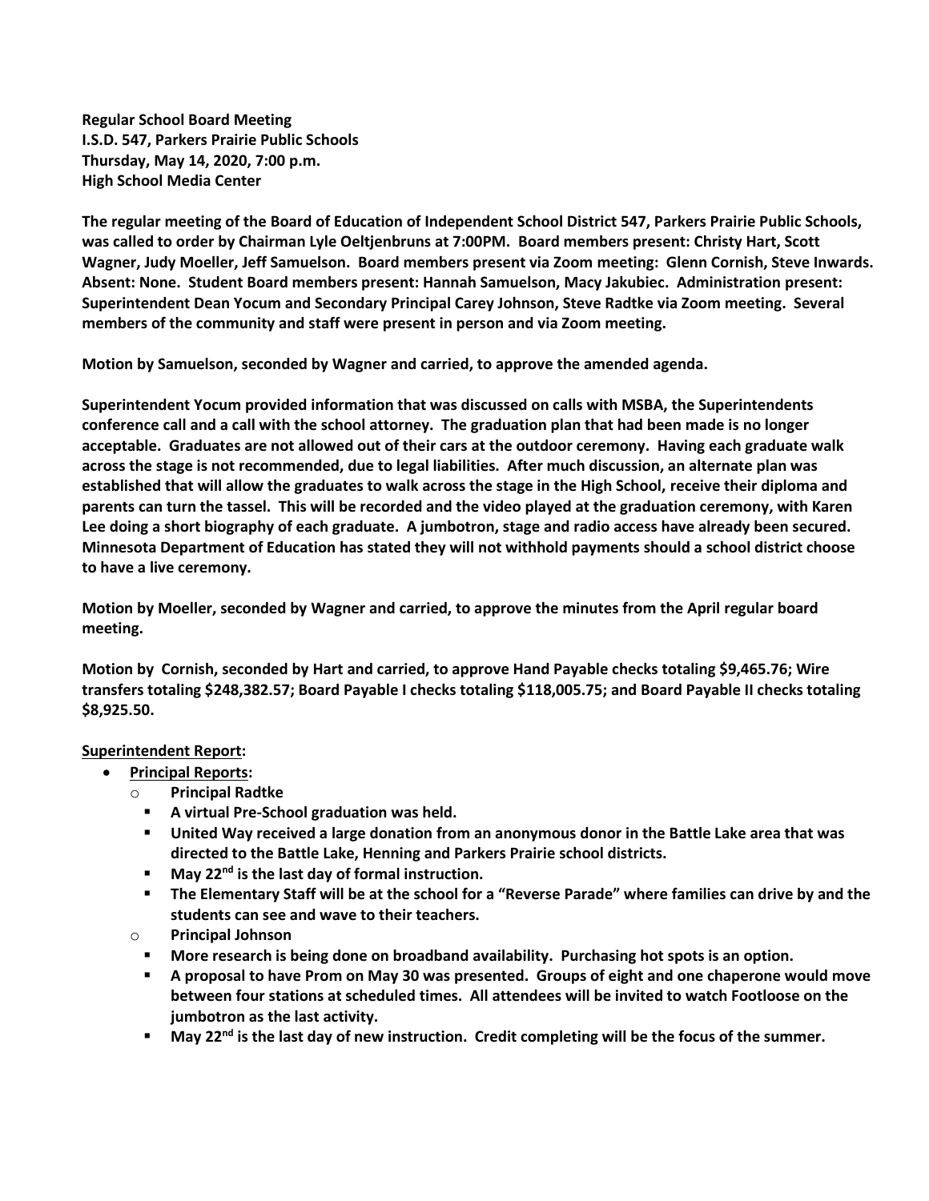**Regular School Board Meeting**
**I.S.D. 547, Parkers Prairie Public Schools**
**Thursday, May 14, 2020, 7:00 p.m.**
**High School Media Center**

**The regular meeting of the Board of Education of Independent School District 547, Parkers Prairie Public Schools, was called to order by Chairman Lyle Oeltjenbruns at 7:00PM. Board members present: Christy Hart, Scott Wagner, Judy Moeller, Jeff Samuelson. Board members present via Zoom meeting: Glenn Cornish, Steve Inwards. Absent: None. Student Board members present: Hannah Samuelson, Macy Jakubiec. Administration present: Superintendent Dean Yocum and Secondary Principal Carey Johnson, Steve Radtke via Zoom meeting. Several members of the community and staff were present in person and via Zoom meeting.**

**Motion by Samuelson, seconded by Wagner and carried, to approve the amended agenda.**

**Superintendent Yocum provided information that was discussed on calls with MSBA, the Superintendents conference call and a call with the school attorney. The graduation plan that had been made is no longer acceptable. Graduates are not allowed out of their cars at the outdoor ceremony. Having each graduate walk across the stage is not recommended, due to legal liabilities. After much discussion, an alternate plan was established that will allow the graduates to walk across the stage in the High School, receive their diploma and parents can turn the tassel. This will be recorded and the video played at the graduation ceremony, with Karen Lee doing a short biography of each graduate. A jumbotron, stage and radio access have already been secured. Minnesota Department of Education has stated they will not withhold payments should a school district choose to have a live ceremony.**

**Motion by Moeller, seconded by Wagner and carried, to approve the minutes from the April regular board meeting.**

**Motion by Cornish, seconded by Hart and carried, to approve Hand Payable checks totaling $9,465.76; Wire transfers totaling $248,382.57; Board Payable I checks totaling $118,005.75; and Board Payable II checks totaling $8,925.50.**

**Superintendent Report:**

- **Principal Reports:**
  - **Principal Radtke**
    - **A virtual Pre-School graduation was held.**
    - **United Way received a large donation from an anonymous donor in the Battle Lake area that was directed to the Battle Lake, Henning and Parkers Prairie school districts.**
    - **May 22nd is the last day of formal instruction.**
    - **The Elementary Staff will be at the school for a "Reverse Parade" where families can drive by and the students can see and wave to their teachers.**
  - **Principal Johnson**
    - **More research is being done on broadband availability. Purchasing hot spots is an option.**
    - **A proposal to have Prom on May 30 was presented. Groups of eight and one chaperone would move between four stations at scheduled times. All attendees will be invited to watch Footloose on the jumbotron as the last activity.**
    - **May 22nd is the last day of new instruction. Credit completing will be the focus of the summer.**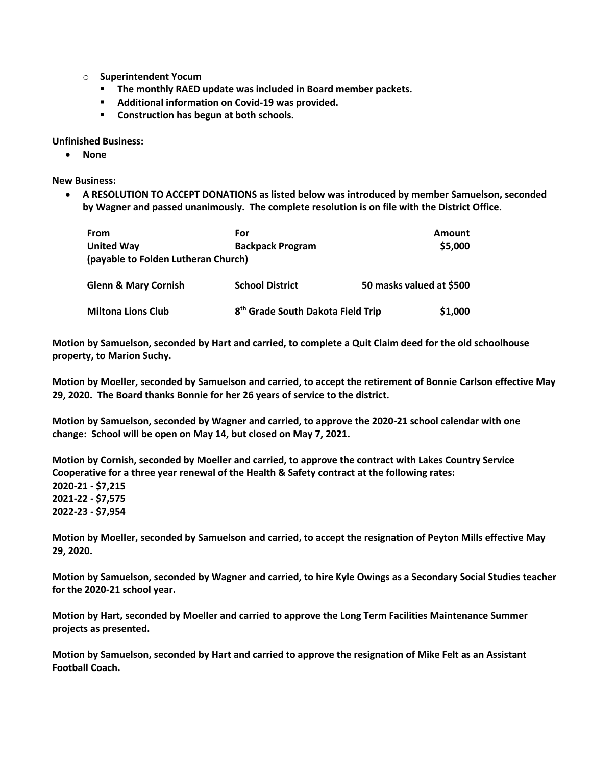- **Superintendent Yocum**
  - **The monthly RAED update was included in Board member packets.**
  - **Additional information on Covid-19 was provided.**
  - **Construction has begun at both schools.**

**Unfinished Business:**

- **None**

**New Business:**

- **A RESOLUTION TO ACCEPT DONATIONS as listed below was introduced by member Samuelson, seconded by Wagner and passed unanimously. The complete resolution is on file with the District Office.**

| From | For | Amount |
|---|---|---|
| **United Way (payable to Folden Lutheran Church)** | **Backpack Program** | **$5,000** |
| **Glenn & Mary Cornish** | **School District** | **50 masks valued at $500** |
| **Miltona Lions Club** | **8th Grade South Dakota Field Trip** | **$1,000** |

**Motion by Samuelson, seconded by Hart and carried, to complete a Quit Claim deed for the old schoolhouse property, to Marion Suchy.**

**Motion by Moeller, seconded by Samuelson and carried, to accept the retirement of Bonnie Carlson effective May 29, 2020. The Board thanks Bonnie for her 26 years of service to the district.**

**Motion by Samuelson, seconded by Wagner and carried, to approve the 2020-21 school calendar with one change: School will be open on May 14, but closed on May 7, 2021.**

**Motion by Cornish, seconded by Moeller and carried, to approve the contract with Lakes Country Service Cooperative for a three year renewal of the Health & Safety contract at the following rates:**
**2020-21 - $7,215**
**2021-22 - $7,575**
**2022-23 - $7,954**

**Motion by Moeller, seconded by Samuelson and carried, to accept the resignation of Peyton Mills effective May 29, 2020.**

**Motion by Samuelson, seconded by Wagner and carried, to hire Kyle Owings as a Secondary Social Studies teacher for the 2020-21 school year.**

**Motion by Hart, seconded by Moeller and carried to approve the Long Term Facilities Maintenance Summer projects as presented.**

**Motion by Samuelson, seconded by Hart and carried to approve the resignation of Mike Felt as an Assistant Football Coach.**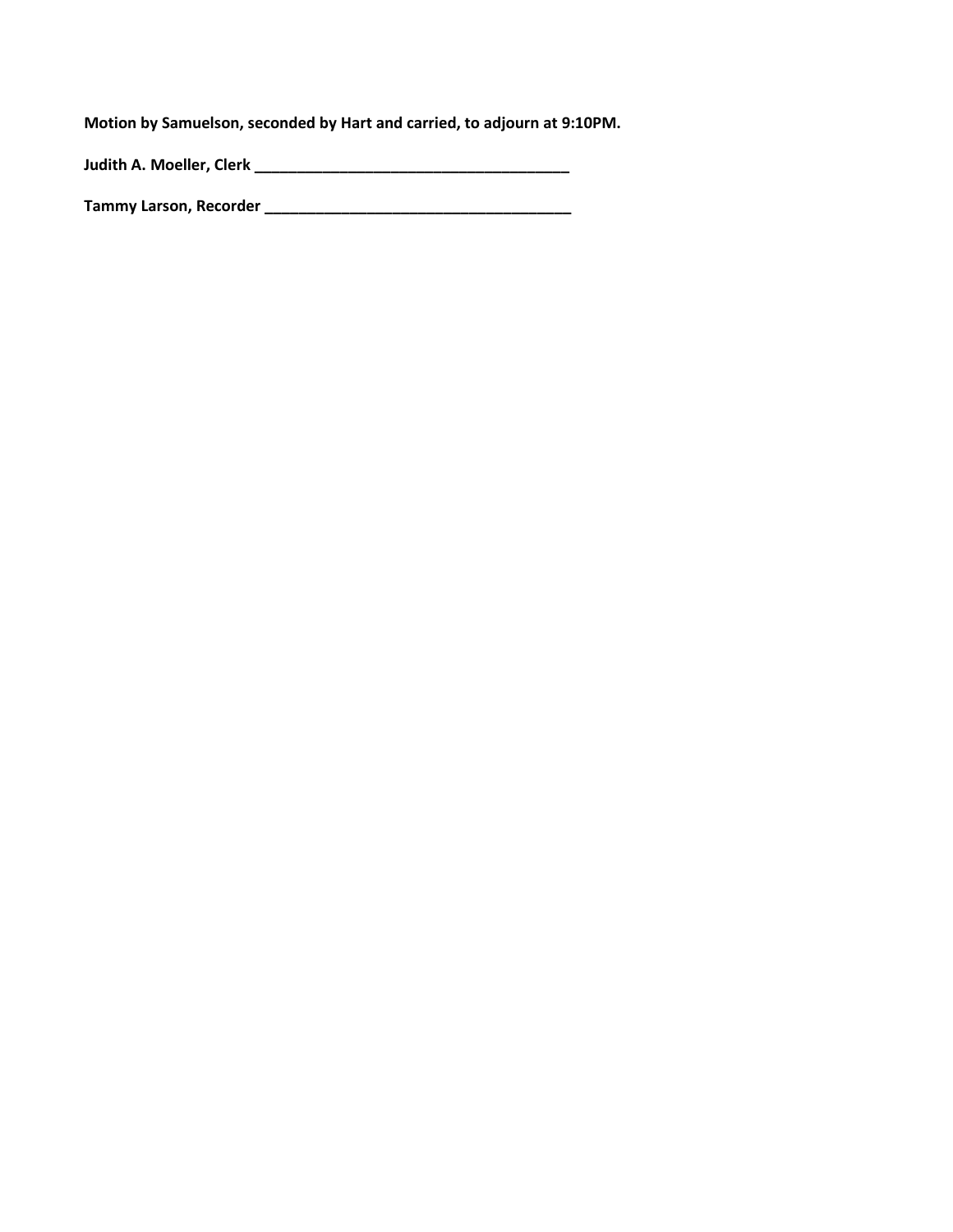**Motion by Samuelson, seconded by Hart and carried, to adjourn at 9:10PM.**

**Judith A. Moeller, Clerk ____________________________________**

**Tammy Larson, Recorder ___________________________________**